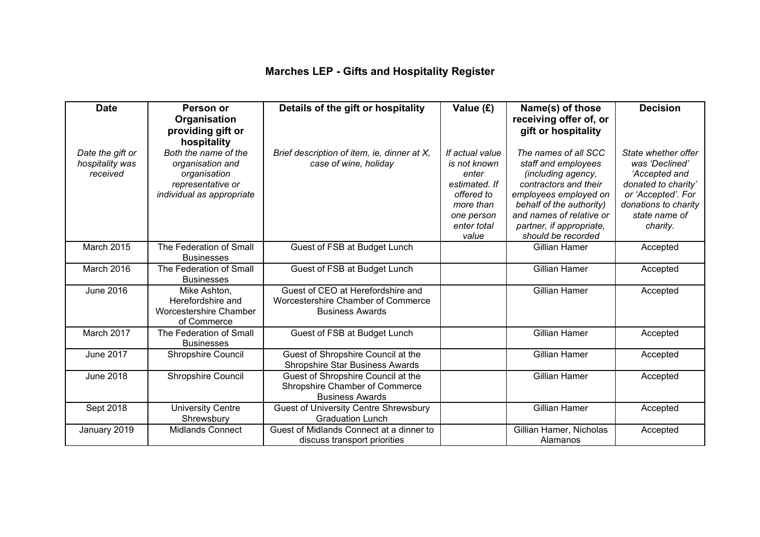# Marches LEP - Gifts and Hospitality Register

| Date | Person or Organisation providing gift or hospitality | Details of the gift or hospitality | Value (£) | Name(s) of those receiving offer of, or gift or hospitality | Decision |
|---|---|---|---|---|---|
| *Date the gift or hospitality was received* | *Both the name of the organisation and organisation representative or individual as appropriate* | *Brief description of item, ie, dinner at X, case of wine, holiday* | *If actual value is not known enter estimated. If offered to more than one person enter total value* | *The names of all SCC staff and employees (including agency, contractors and their employees employed on behalf of the authority) and names of relative or partner, if appropriate, should be recorded* | *State whether offer was 'Declined' 'Accepted and donated to charity' or 'Accepted'. For donations to charity state name of charity.* |
| March 2015 | The Federation of Small Businesses | Guest of FSB at Budget Lunch | | Gillian Hamer | Accepted |
| March 2016 | The Federation of Small Businesses | Guest of FSB at Budget Lunch | | Gillian Hamer | Accepted |
| June 2016 | Mike Ashton, Herefordshire and Worcestershire Chamber of Commerce | Guest of CEO at Herefordshire and Worcestershire Chamber of Commerce Business Awards | | Gillian Hamer | Accepted |
| March 2017 | The Federation of Small Businesses | Guest of FSB at Budget Lunch | | Gillian Hamer | Accepted |
| June 2017 | Shropshire Council | Guest of Shropshire Council at the Shropshire Star Business Awards | | Gillian Hamer | Accepted |
| June 2018 | Shropshire Council | Guest of Shropshire Council at the Shropshire Chamber of Commerce Business Awards | | Gillian Hamer | Accepted |
| Sept 2018 | University Centre Shrewsbury | Guest of University Centre Shrewsbury Graduation Lunch | | Gillian Hamer | Accepted |
| January 2019 | Midlands Connect | Guest of Midlands Connect at a dinner to discuss transport priorities | | Gillian Hamer, Nicholas Alamanos | Accepted |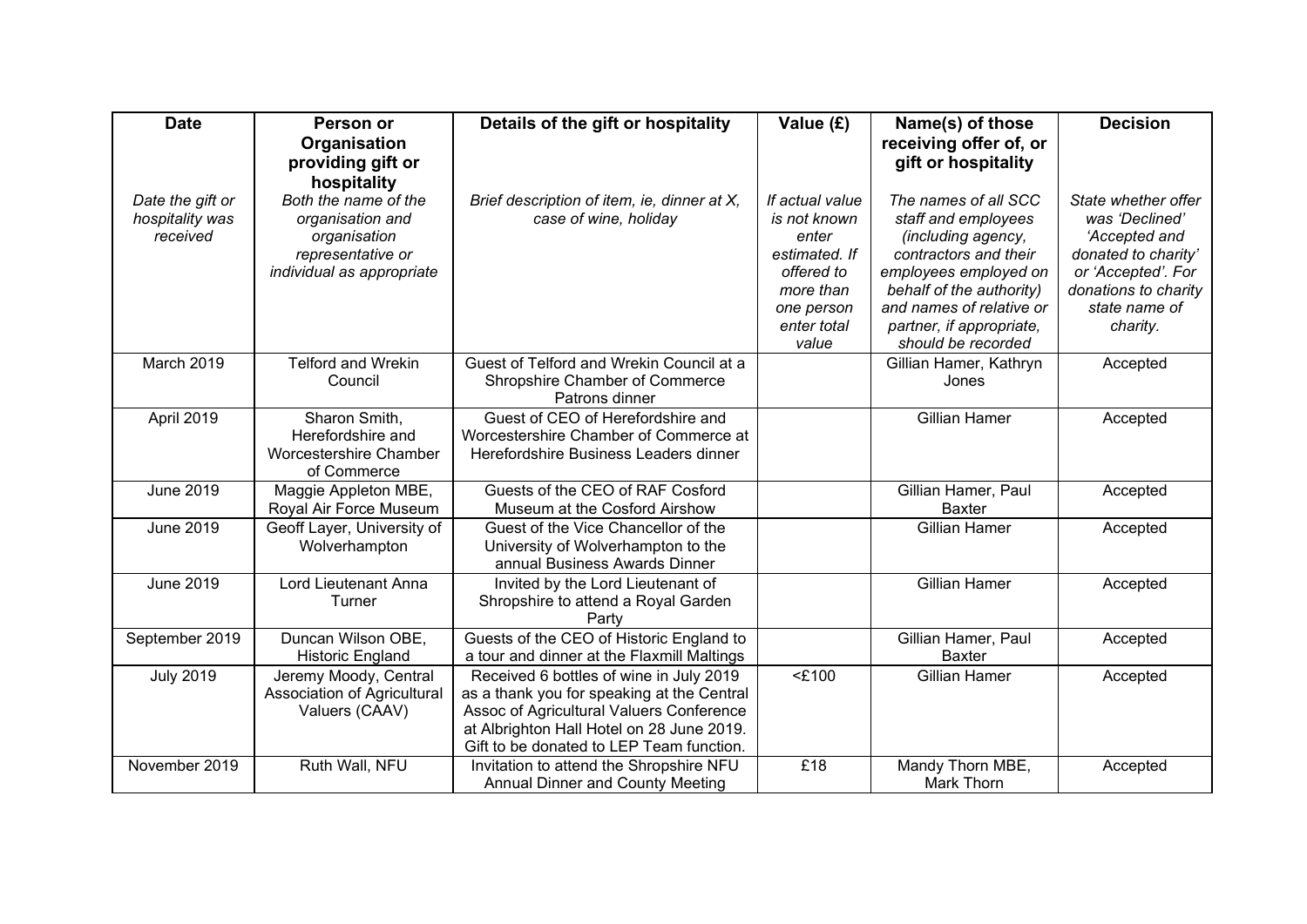| Date | Person or Organisation providing gift or hospitality | Details of the gift or hospitality | Value (£) | Name(s) of those receiving offer of, or gift or hospitality | Decision |
|---|---|---|---|---|---|
| *Date the gift or hospitality was received* | *Both the name of the organisation and organisation representative or individual as appropriate* | *Brief description of item, ie, dinner at X, case of wine, holiday* | *If actual value is not known enter estimated. If offered to more than one person enter total value* | *The names of all SCC staff and employees (including agency, contractors and their employees employed on behalf of the authority) and names of relative or partner, if appropriate, should be recorded* | *State whether offer was 'Declined' 'Accepted and donated to charity' or 'Accepted'. For donations to charity state name of charity.* |
| March 2019 | Telford and Wrekin Council | Guest of Telford and Wrekin Council at a Shropshire Chamber of Commerce Patrons dinner | | Gillian Hamer, Kathryn Jones | Accepted |
| April 2019 | Sharon Smith, Herefordshire and Worcestershire Chamber of Commerce | Guest of CEO of Herefordshire and Worcestershire Chamber of Commerce at Herefordshire Business Leaders dinner | | Gillian Hamer | Accepted |
| June 2019 | Maggie Appleton MBE, Royal Air Force Museum | Guests of the CEO of RAF Cosford Museum at the Cosford Airshow | | Gillian Hamer, Paul Baxter | Accepted |
| June 2019 | Geoff Layer, University of Wolverhampton | Guest of the Vice Chancellor of the University of Wolverhampton to the annual Business Awards Dinner | | Gillian Hamer | Accepted |
| June 2019 | Lord Lieutenant Anna Turner | Invited by the Lord Lieutenant of Shropshire to attend a Royal Garden Party | | Gillian Hamer | Accepted |
| September 2019 | Duncan Wilson OBE, Historic England | Guests of the CEO of Historic England to a tour and dinner at the Flaxmill Maltings | | Gillian Hamer, Paul Baxter | Accepted |
| July 2019 | Jeremy Moody, Central Association of Agricultural Valuers (CAAV) | Received 6 bottles of wine in July 2019 as a thank you for speaking at the Central Assoc of Agricultural Valuers Conference at Albrighton Hall Hotel on 28 June 2019. Gift to be donated to LEP Team function. | <£100 | Gillian Hamer | Accepted |
| November 2019 | Ruth Wall, NFU | Invitation to attend the Shropshire NFU Annual Dinner and County Meeting | £18 | Mandy Thorn MBE, Mark Thorn | Accepted |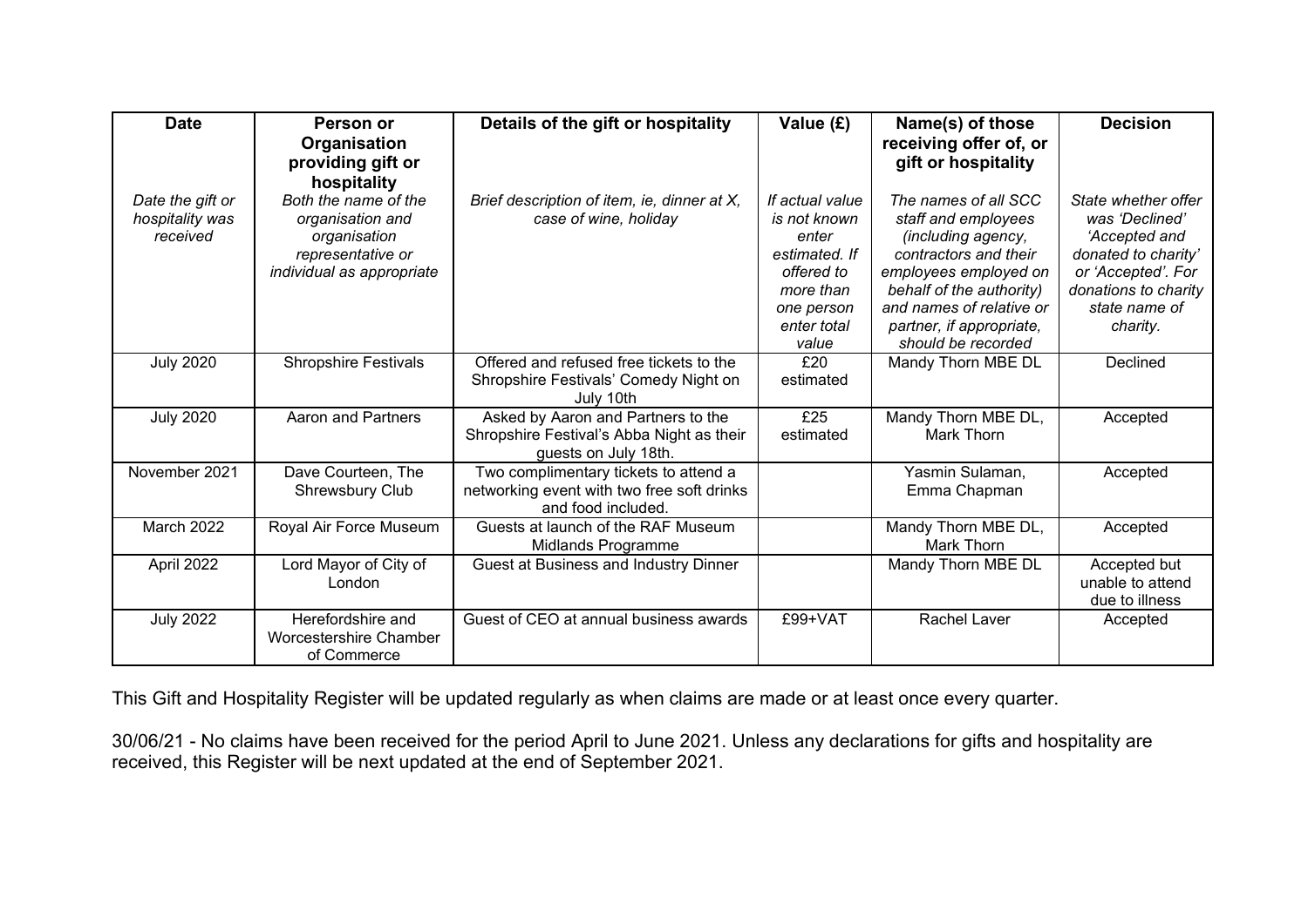| Date | Person or Organisation providing gift or hospitality | Details of the gift or hospitality | Value (£) | Name(s) of those receiving offer of, or gift or hospitality | Decision |
|---|---|---|---|---|---|
| *Date the gift or hospitality was received* | *Both the name of the organisation and organisation representative or individual as appropriate* | *Brief description of item, ie, dinner at X, case of wine, holiday* | *If actual value is not known enter estimated. If offered to more than one person enter total value* | *The names of all SCC staff and employees (including agency, contractors and their employees employed on behalf of the authority) and names of relative or partner, if appropriate, should be recorded* | *State whether offer was 'Declined' 'Accepted and donated to charity' or 'Accepted'. For donations to charity state name of charity.* |
| July 2020 | Shropshire Festivals | Offered and refused free tickets to the Shropshire Festivals' Comedy Night on July 10th | £20 estimated | Mandy Thorn MBE DL | Declined |
| July 2020 | Aaron and Partners | Asked by Aaron and Partners to the Shropshire Festival's Abba Night as their guests on July 18th. | £25 estimated | Mandy Thorn MBE DL, Mark Thorn | Accepted |
| November 2021 | Dave Courteen, The Shrewsbury Club | Two complimentary tickets to attend a networking event with two free soft drinks and food included. | | Yasmin Sulaman, Emma Chapman | Accepted |
| March 2022 | Royal Air Force Museum | Guests at launch of the RAF Museum Midlands Programme | | Mandy Thorn MBE DL, Mark Thorn | Accepted |
| April 2022 | Lord Mayor of City of London | Guest at Business and Industry Dinner | | Mandy Thorn MBE DL | Accepted but unable to attend due to illness |
| July 2022 | Herefordshire and Worcestershire Chamber of Commerce | Guest of CEO at annual business awards | £99+VAT | Rachel Laver | Accepted |

This Gift and Hospitality Register will be updated regularly as when claims are made or at least once every quarter.

30/06/21 - No claims have been received for the period April to June 2021. Unless any declarations for gifts and hospitality are received, this Register will be next updated at the end of September 2021.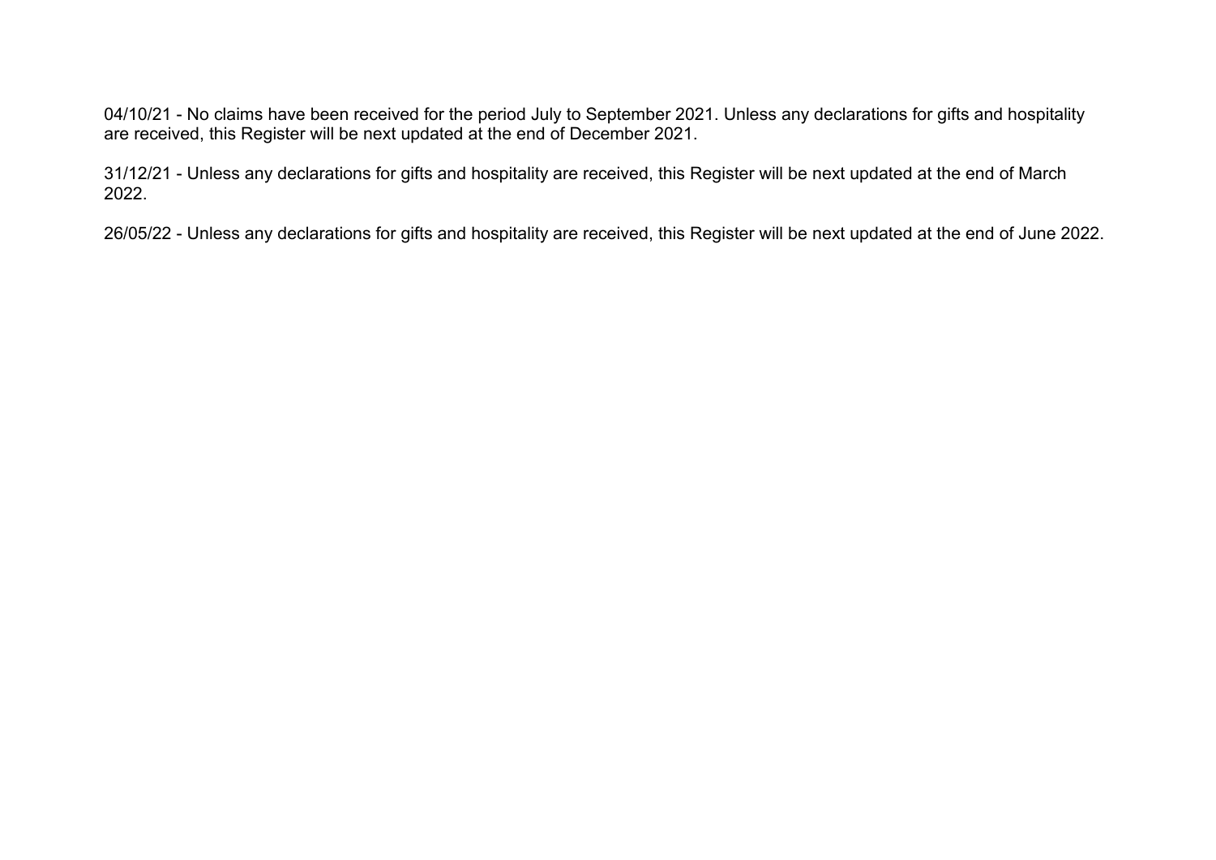04/10/21 - No claims have been received for the period July to September 2021. Unless any declarations for gifts and hospitality are received, this Register will be next updated at the end of December 2021.

31/12/21 - Unless any declarations for gifts and hospitality are received, this Register will be next updated at the end of March 2022.

26/05/22 - Unless any declarations for gifts and hospitality are received, this Register will be next updated at the end of June 2022.